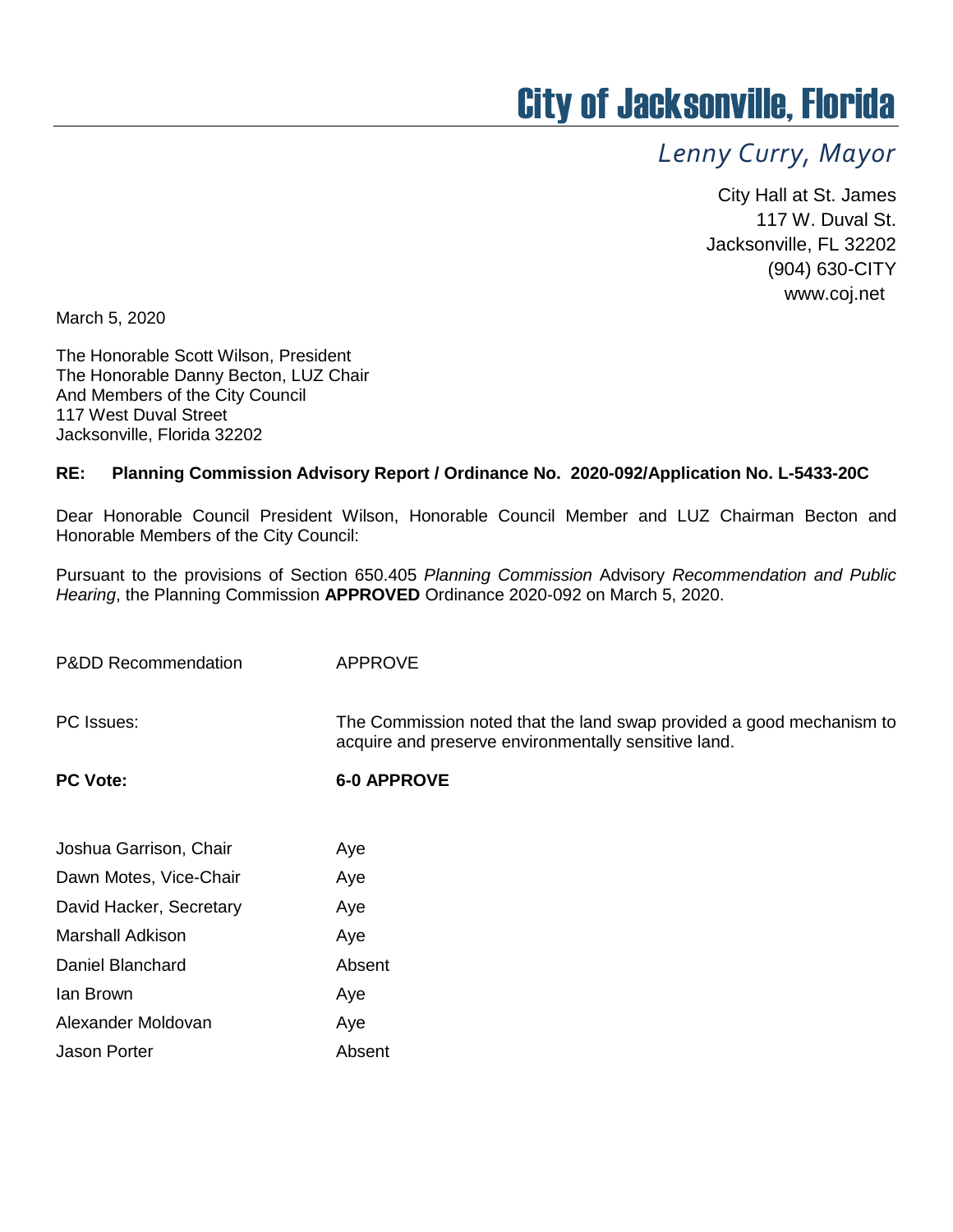# City of Jacksonville, Florida

*Lenny Curry, Mayor*

City Hall at St. James
117 W. Duval St.
Jacksonville, FL 32202
(904) 630-CITY
www.coj.net

March 5, 2020

The Honorable Scott Wilson, President
The Honorable Danny Becton, LUZ Chair
And Members of the City Council
117 West Duval Street
Jacksonville, Florida 32202

**RE: Planning Commission Advisory Report / Ordinance No. 2020-092/Application No. L-5433-20C**

Dear Honorable Council President Wilson, Honorable Council Member and LUZ Chairman Becton and Honorable Members of the City Council:

Pursuant to the provisions of Section 650.405 *Planning Commission* Advisory *Recommendation and Public Hearing*, the Planning Commission **APPROVED** Ordinance 2020-092 on March 5, 2020.

| | |
|---|---|
| P&DD Recommendation | APPROVE |
| PC Issues: | The Commission noted that the land swap provided a good mechanism to acquire and preserve environmentally sensitive land. |
| **PC Vote:** | **6-0 APPROVE** |

| | |
|---|---|
| Joshua Garrison, Chair | Aye |
| Dawn Motes, Vice-Chair | Aye |
| David Hacker, Secretary | Aye |
| Marshall Adkison | Aye |
| Daniel Blanchard | Absent |
| Ian Brown | Aye |
| Alexander Moldovan | Aye |
| Jason Porter | Absent |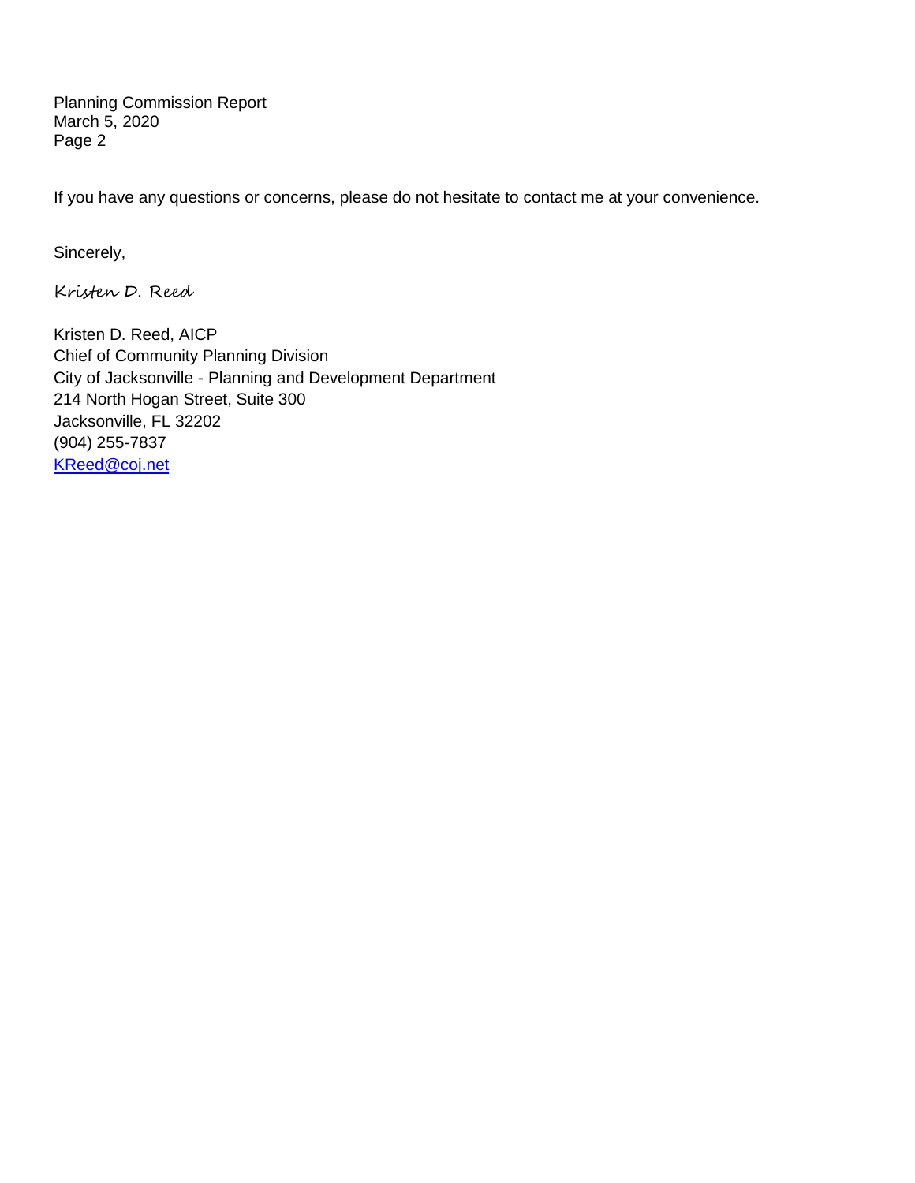If you have any questions or concerns, please do not hesitate to contact me at your convenience.

Sincerely,

*Kristen D. Reed*

Kristen D. Reed, AICP
Chief of Community Planning Division
City of Jacksonville - Planning and Development Department
214 North Hogan Street, Suite 300
Jacksonville, FL 32202
(904) 255-7837
KReed@coj.net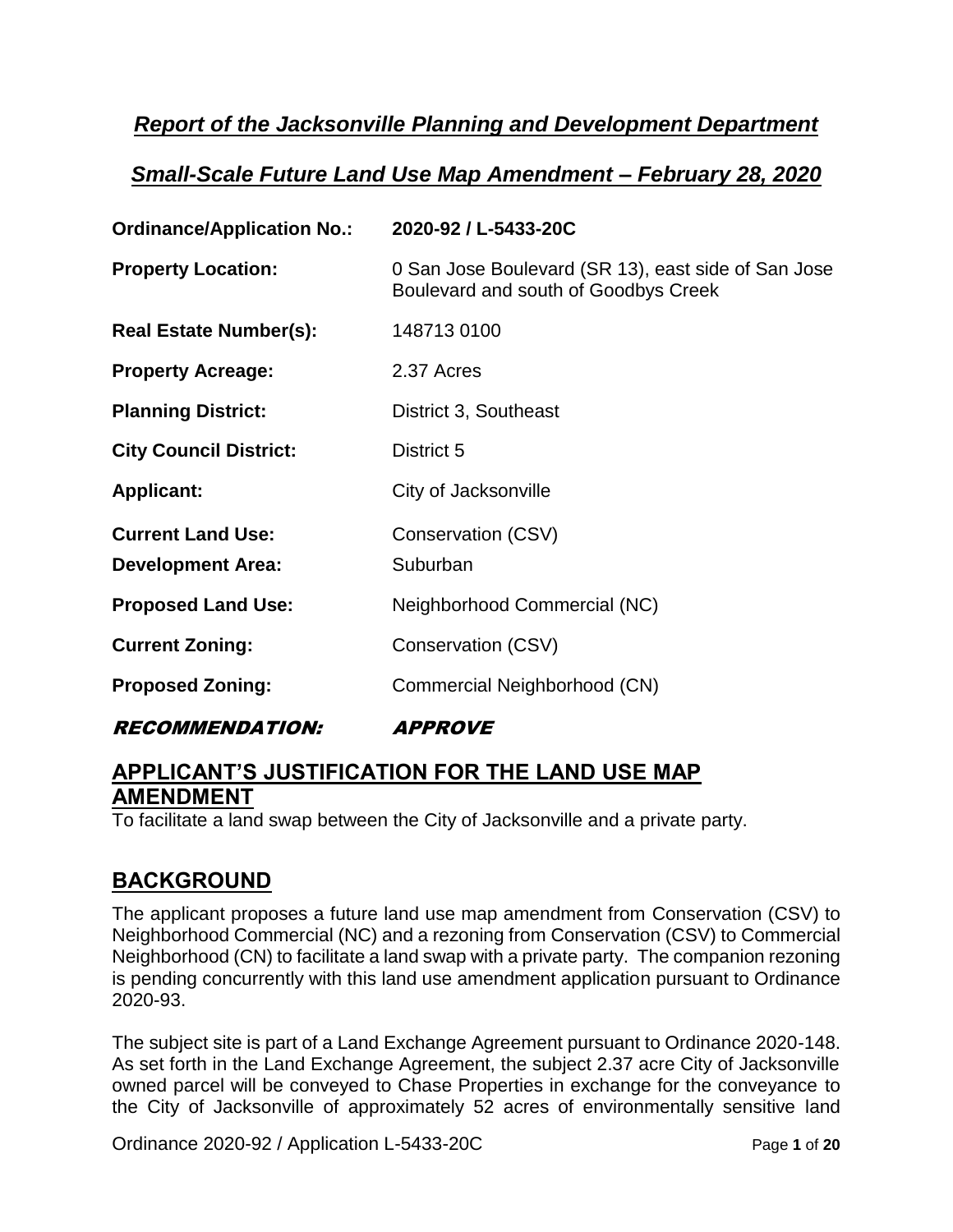# *Report of the Jacksonville Planning and Development Department*

## *Small-Scale Future Land Use Map Amendment – February 28, 2020*

| | |
|---|---|
| **Ordinance/Application No.:** | **2020-92 / L-5433-20C** |
| **Property Location:** | 0 San Jose Boulevard (SR 13), east side of San Jose Boulevard and south of Goodbys Creek |
| **Real Estate Number(s):** | 148713 0100 |
| **Property Acreage:** | 2.37 Acres |
| **Planning District:** | District 3, Southeast |
| **City Council District:** | District 5 |
| **Applicant:** | City of Jacksonville |
| **Current Land Use:** | Conservation (CSV) |
| **Development Area:** | Suburban |
| **Proposed Land Use:** | Neighborhood Commercial (NC) |
| **Current Zoning:** | Conservation (CSV) |
| **Proposed Zoning:** | Commercial Neighborhood (CN) |

**RECOMMENDATION: APPROVE**

## APPLICANT'S JUSTIFICATION FOR THE LAND USE MAP AMENDMENT

To facilitate a land swap between the City of Jacksonville and a private party.

## BACKGROUND

The applicant proposes a future land use map amendment from Conservation (CSV) to Neighborhood Commercial (NC) and a rezoning from Conservation (CSV) to Commercial Neighborhood (CN) to facilitate a land swap with a private party. The companion rezoning is pending concurrently with this land use amendment application pursuant to Ordinance 2020-93.

The subject site is part of a Land Exchange Agreement pursuant to Ordinance 2020-148. As set forth in the Land Exchange Agreement, the subject 2.37 acre City of Jacksonville owned parcel will be conveyed to Chase Properties in exchange for the conveyance to the City of Jacksonville of approximately 52 acres of environmentally sensitive land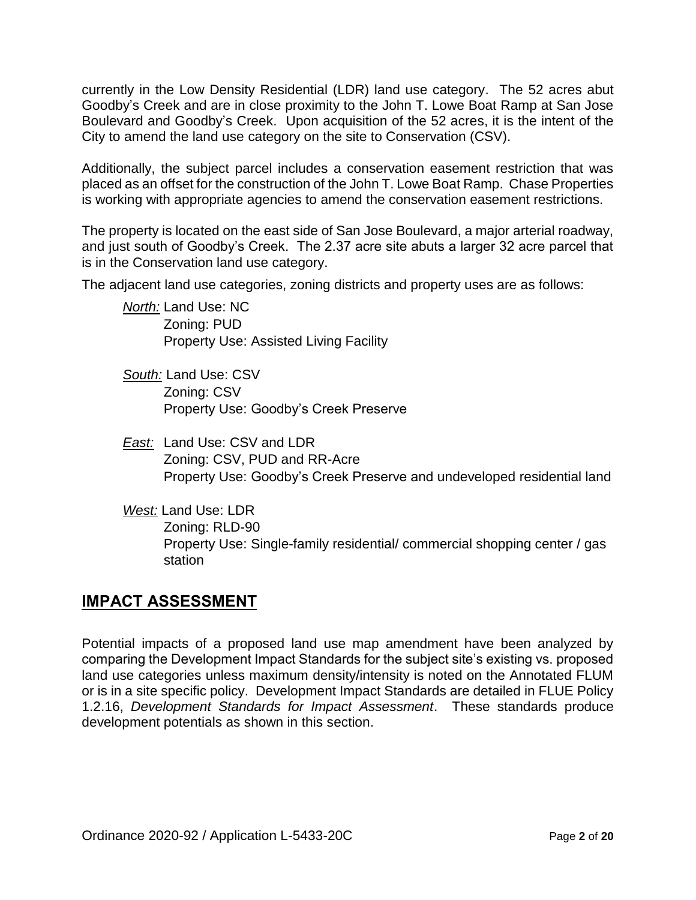currently in the Low Density Residential (LDR) land use category. The 52 acres abut Goodby's Creek and are in close proximity to the John T. Lowe Boat Ramp at San Jose Boulevard and Goodby's Creek. Upon acquisition of the 52 acres, it is the intent of the City to amend the land use category on the site to Conservation (CSV).

Additionally, the subject parcel includes a conservation easement restriction that was placed as an offset for the construction of the John T. Lowe Boat Ramp. Chase Properties is working with appropriate agencies to amend the conservation easement restrictions.

The property is located on the east side of San Jose Boulevard, a major arterial roadway, and just south of Goodby's Creek. The 2.37 acre site abuts a larger 32 acre parcel that is in the Conservation land use category.

The adjacent land use categories, zoning districts and property uses are as follows:

*North:* Land Use: NC
Zoning: PUD
Property Use: Assisted Living Facility

*South:* Land Use: CSV
Zoning: CSV
Property Use: Goodby's Creek Preserve

*East:* Land Use: CSV and LDR
Zoning: CSV, PUD and RR-Acre
Property Use: Goodby's Creek Preserve and undeveloped residential land

*West:* Land Use: LDR
Zoning: RLD-90
Property Use: Single-family residential/ commercial shopping center / gas station

## IMPACT ASSESSMENT

Potential impacts of a proposed land use map amendment have been analyzed by comparing the Development Impact Standards for the subject site's existing vs. proposed land use categories unless maximum density/intensity is noted on the Annotated FLUM or is in a site specific policy. Development Impact Standards are detailed in FLUE Policy 1.2.16, *Development Standards for Impact Assessment*. These standards produce development potentials as shown in this section.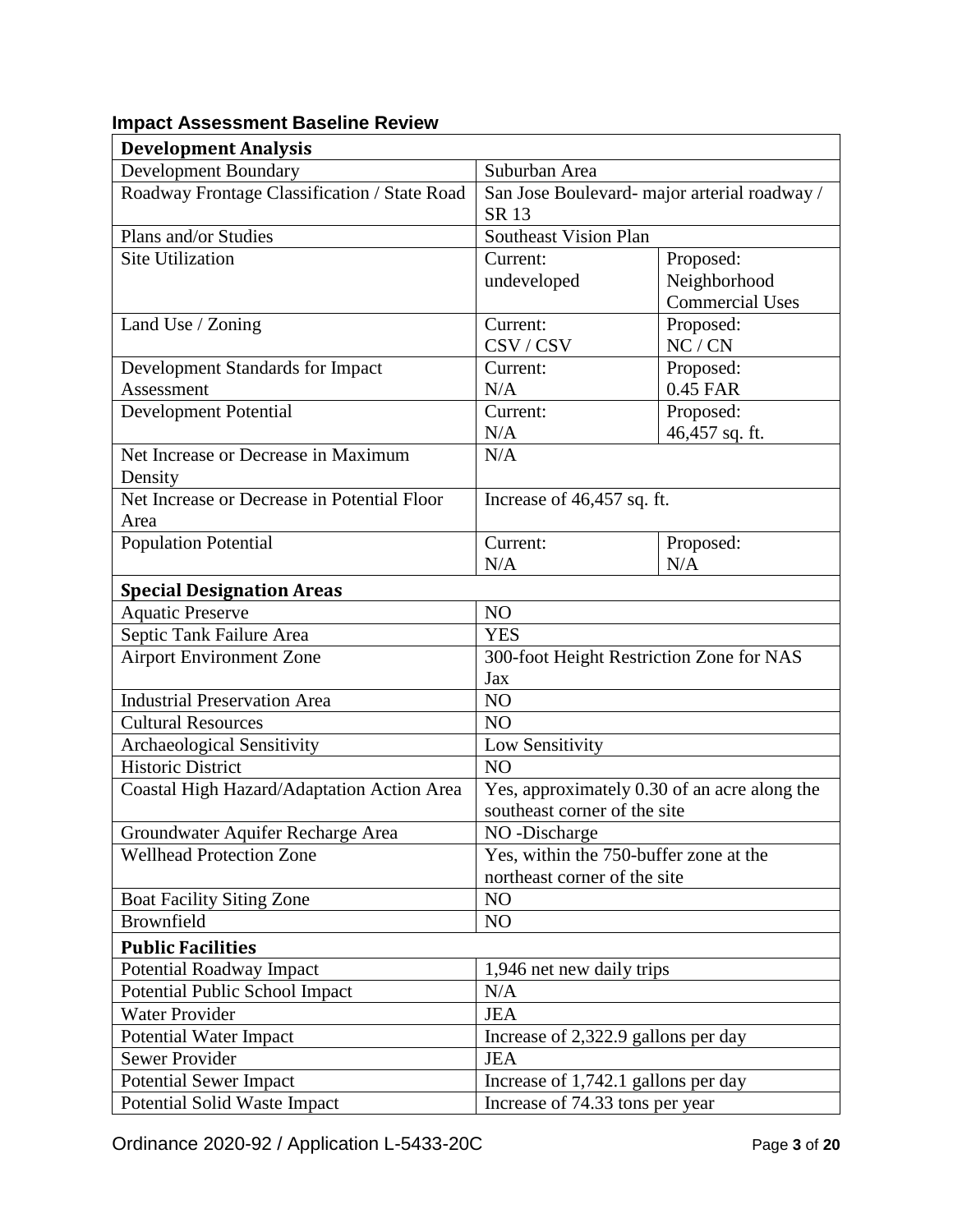### Impact Assessment Baseline Review

| **Development Analysis** | | |
|---|---|---|
| Development Boundary | Suburban Area | |
| Roadway Frontage Classification / State Road | San Jose Boulevard- major arterial roadway / SR 13 | |
| Plans and/or Studies | Southeast Vision Plan | |
| Site Utilization | Current: undeveloped | Proposed: Neighborhood Commercial Uses |
| Land Use / Zoning | Current: CSV / CSV | Proposed: NC / CN |
| Development Standards for Impact Assessment | Current: N/A | Proposed: 0.45 FAR |
| Development Potential | Current: N/A | Proposed: 46,457 sq. ft. |
| Net Increase or Decrease in Maximum Density | N/A | |
| Net Increase or Decrease in Potential Floor Area | Increase of 46,457 sq. ft. | |
| Population Potential | Current: N/A | Proposed: N/A |
| **Special Designation Areas** | | |
| Aquatic Preserve | NO | |
| Septic Tank Failure Area | YES | |
| Airport Environment Zone | 300-foot Height Restriction Zone for NAS Jax | |
| Industrial Preservation Area | NO | |
| Cultural Resources | NO | |
| Archaeological Sensitivity | Low Sensitivity | |
| Historic District | NO | |
| Coastal High Hazard/Adaptation Action Area | Yes, approximately 0.30 of an acre along the southeast corner of the site | |
| Groundwater Aquifer Recharge Area | NO -Discharge | |
| Wellhead Protection Zone | Yes, within the 750-buffer zone at the northeast corner of the site | |
| Boat Facility Siting Zone | NO | |
| Brownfield | NO | |
| **Public Facilities** | | |
| Potential Roadway Impact | 1,946 net new daily trips | |
| Potential Public School Impact | N/A | |
| Water Provider | JEA | |
| Potential Water Impact | Increase of 2,322.9 gallons per day | |
| Sewer Provider | JEA | |
| Potential Sewer Impact | Increase of 1,742.1 gallons per day | |
| Potential Solid Waste Impact | Increase of 74.33 tons per year | |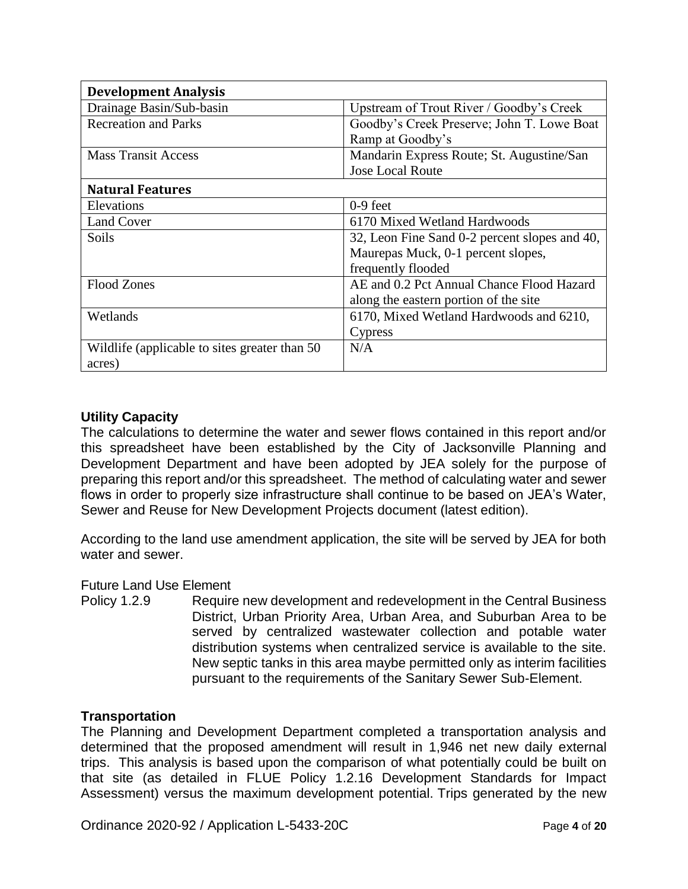| **Development Analysis** | |
|---|---|
| Drainage Basin/Sub-basin | Upstream of Trout River / Goodby's Creek |
| Recreation and Parks | Goodby's Creek Preserve; John T. Lowe Boat Ramp at Goodby's |
| Mass Transit Access | Mandarin Express Route; St. Augustine/San Jose Local Route |
| **Natural Features** | |
| Elevations | 0-9 feet |
| Land Cover | 6170 Mixed Wetland Hardwoods |
| Soils | 32, Leon Fine Sand 0-2 percent slopes and 40, Maurepas Muck, 0-1 percent slopes, frequently flooded |
| Flood Zones | AE and 0.2 Pct Annual Chance Flood Hazard along the eastern portion of the site |
| Wetlands | 6170, Mixed Wetland Hardwoods and 6210, Cypress |
| Wildlife (applicable to sites greater than 50 acres) | N/A |

### Utility Capacity

The calculations to determine the water and sewer flows contained in this report and/or this spreadsheet have been established by the City of Jacksonville Planning and Development Department and have been adopted by JEA solely for the purpose of preparing this report and/or this spreadsheet. The method of calculating water and sewer flows in order to properly size infrastructure shall continue to be based on JEA's Water, Sewer and Reuse for New Development Projects document (latest edition).

According to the land use amendment application, the site will be served by JEA for both water and sewer.

Future Land Use Element

Policy 1.2.9 Require new development and redevelopment in the Central Business District, Urban Priority Area, Urban Area, and Suburban Area to be served by centralized wastewater collection and potable water distribution systems when centralized service is available to the site. New septic tanks in this area maybe permitted only as interim facilities pursuant to the requirements of the Sanitary Sewer Sub-Element.

### Transportation

The Planning and Development Department completed a transportation analysis and determined that the proposed amendment will result in 1,946 net new daily external trips. This analysis is based upon the comparison of what potentially could be built on that site (as detailed in FLUE Policy 1.2.16 Development Standards for Impact Assessment) versus the maximum development potential. Trips generated by the new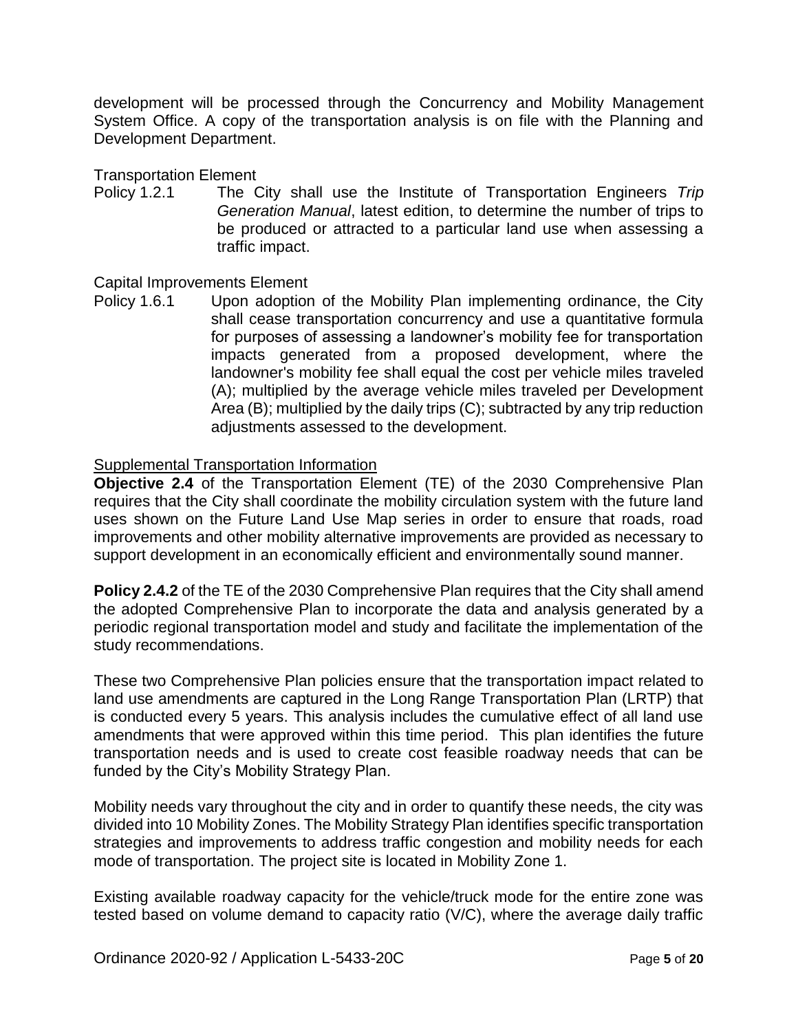development will be processed through the Concurrency and Mobility Management System Office. A copy of the transportation analysis is on file with the Planning and Development Department.

Transportation Element

Policy 1.2.1 The City shall use the Institute of Transportation Engineers *Trip Generation Manual*, latest edition, to determine the number of trips to be produced or attracted to a particular land use when assessing a traffic impact.

Capital Improvements Element

Policy 1.6.1 Upon adoption of the Mobility Plan implementing ordinance, the City shall cease transportation concurrency and use a quantitative formula for purposes of assessing a landowner's mobility fee for transportation impacts generated from a proposed development, where the landowner's mobility fee shall equal the cost per vehicle miles traveled (A); multiplied by the average vehicle miles traveled per Development Area (B); multiplied by the daily trips (C); subtracted by any trip reduction adjustments assessed to the development.

<u>Supplemental Transportation Information</u>

**Objective 2.4** of the Transportation Element (TE) of the 2030 Comprehensive Plan requires that the City shall coordinate the mobility circulation system with the future land uses shown on the Future Land Use Map series in order to ensure that roads, road improvements and other mobility alternative improvements are provided as necessary to support development in an economically efficient and environmentally sound manner.

**Policy 2.4.2** of the TE of the 2030 Comprehensive Plan requires that the City shall amend the adopted Comprehensive Plan to incorporate the data and analysis generated by a periodic regional transportation model and study and facilitate the implementation of the study recommendations.

These two Comprehensive Plan policies ensure that the transportation impact related to land use amendments are captured in the Long Range Transportation Plan (LRTP) that is conducted every 5 years. This analysis includes the cumulative effect of all land use amendments that were approved within this time period. This plan identifies the future transportation needs and is used to create cost feasible roadway needs that can be funded by the City's Mobility Strategy Plan.

Mobility needs vary throughout the city and in order to quantify these needs, the city was divided into 10 Mobility Zones. The Mobility Strategy Plan identifies specific transportation strategies and improvements to address traffic congestion and mobility needs for each mode of transportation. The project site is located in Mobility Zone 1.

Existing available roadway capacity for the vehicle/truck mode for the entire zone was tested based on volume demand to capacity ratio (V/C), where the average daily traffic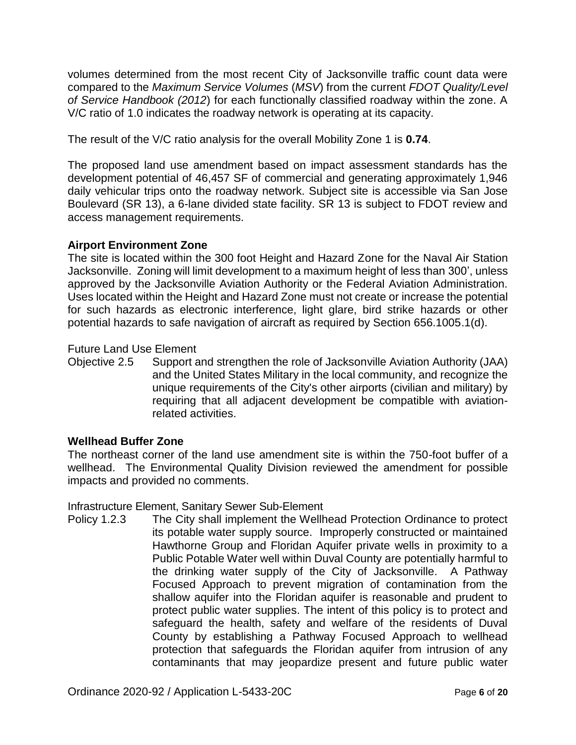volumes determined from the most recent City of Jacksonville traffic count data were compared to the *Maximum Service Volumes* (*MSV*) from the current *FDOT Quality/Level of Service Handbook (2012*) for each functionally classified roadway within the zone. A V/C ratio of 1.0 indicates the roadway network is operating at its capacity.

The result of the V/C ratio analysis for the overall Mobility Zone 1 is **0.74**.

The proposed land use amendment based on impact assessment standards has the development potential of 46,457 SF of commercial and generating approximately 1,946 daily vehicular trips onto the roadway network. Subject site is accessible via San Jose Boulevard (SR 13), a 6-lane divided state facility. SR 13 is subject to FDOT review and access management requirements.

**Airport Environment Zone**

The site is located within the 300 foot Height and Hazard Zone for the Naval Air Station Jacksonville. Zoning will limit development to a maximum height of less than 300', unless approved by the Jacksonville Aviation Authority or the Federal Aviation Administration. Uses located within the Height and Hazard Zone must not create or increase the potential for such hazards as electronic interference, light glare, bird strike hazards or other potential hazards to safe navigation of aircraft as required by Section 656.1005.1(d).

Future Land Use Element

Objective 2.5 Support and strengthen the role of Jacksonville Aviation Authority (JAA) and the United States Military in the local community, and recognize the unique requirements of the City's other airports (civilian and military) by requiring that all adjacent development be compatible with aviation-related activities.

**Wellhead Buffer Zone**

The northeast corner of the land use amendment site is within the 750-foot buffer of a wellhead. The Environmental Quality Division reviewed the amendment for possible impacts and provided no comments.

Infrastructure Element, Sanitary Sewer Sub-Element

Policy 1.2.3 The City shall implement the Wellhead Protection Ordinance to protect its potable water supply source. Improperly constructed or maintained Hawthorne Group and Floridan Aquifer private wells in proximity to a Public Potable Water well within Duval County are potentially harmful to the drinking water supply of the City of Jacksonville. A Pathway Focused Approach to prevent migration of contamination from the shallow aquifer into the Floridan aquifer is reasonable and prudent to protect public water supplies. The intent of this policy is to protect and safeguard the health, safety and welfare of the residents of Duval County by establishing a Pathway Focused Approach to wellhead protection that safeguards the Floridan aquifer from intrusion of any contaminants that may jeopardize present and future public water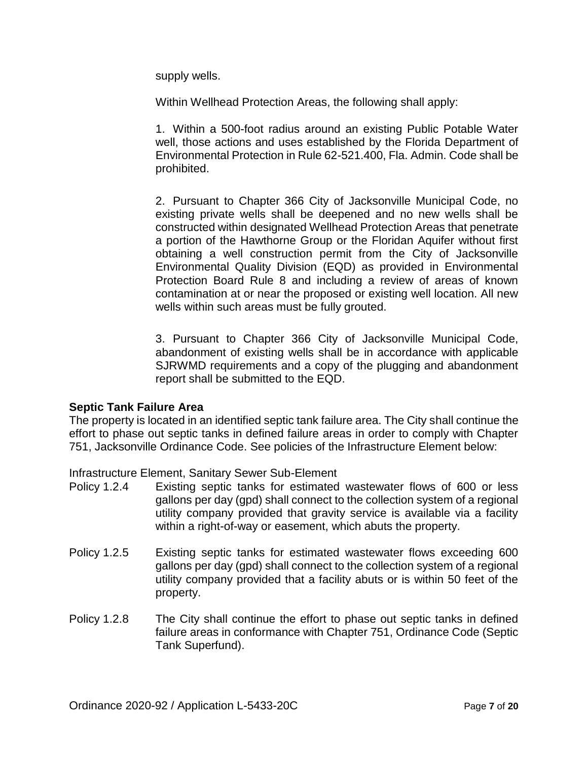supply wells.

Within Wellhead Protection Areas, the following shall apply:

1. Within a 500-foot radius around an existing Public Potable Water well, those actions and uses established by the Florida Department of Environmental Protection in Rule 62-521.400, Fla. Admin. Code shall be prohibited.

2. Pursuant to Chapter 366 City of Jacksonville Municipal Code, no existing private wells shall be deepened and no new wells shall be constructed within designated Wellhead Protection Areas that penetrate a portion of the Hawthorne Group or the Floridan Aquifer without first obtaining a well construction permit from the City of Jacksonville Environmental Quality Division (EQD) as provided in Environmental Protection Board Rule 8 and including a review of areas of known contamination at or near the proposed or existing well location. All new wells within such areas must be fully grouted.

3. Pursuant to Chapter 366 City of Jacksonville Municipal Code, abandonment of existing wells shall be in accordance with applicable SJRWMD requirements and a copy of the plugging and abandonment report shall be submitted to the EQD.

**Septic Tank Failure Area**

The property is located in an identified septic tank failure area. The City shall continue the effort to phase out septic tanks in defined failure areas in order to comply with Chapter 751, Jacksonville Ordinance Code. See policies of the Infrastructure Element below:

Infrastructure Element, Sanitary Sewer Sub-Element

Policy 1.2.4 Existing septic tanks for estimated wastewater flows of 600 or less gallons per day (gpd) shall connect to the collection system of a regional utility company provided that gravity service is available via a facility within a right-of-way or easement, which abuts the property.

Policy 1.2.5 Existing septic tanks for estimated wastewater flows exceeding 600 gallons per day (gpd) shall connect to the collection system of a regional utility company provided that a facility abuts or is within 50 feet of the property.

Policy 1.2.8 The City shall continue the effort to phase out septic tanks in defined failure areas in conformance with Chapter 751, Ordinance Code (Septic Tank Superfund).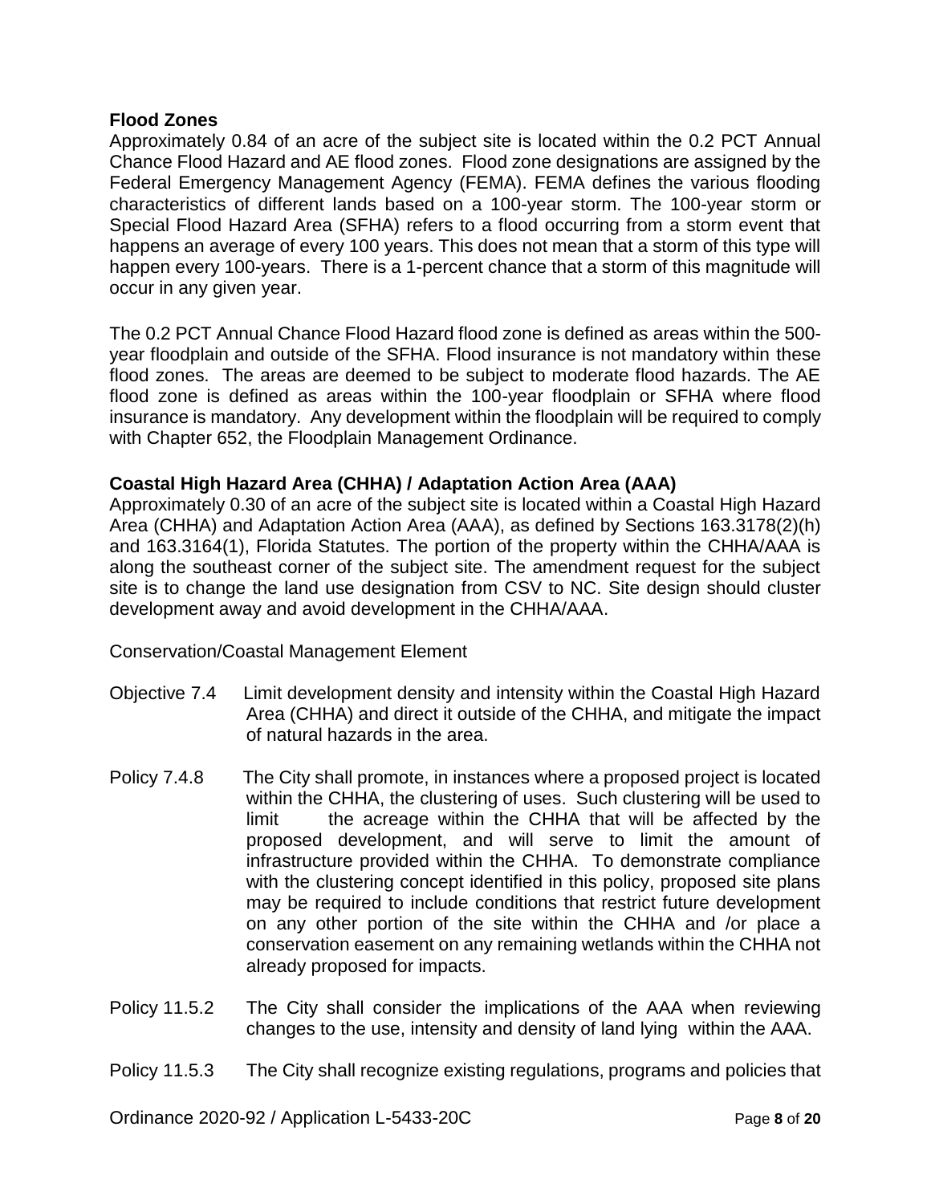**Flood Zones**

Approximately 0.84 of an acre of the subject site is located within the 0.2 PCT Annual Chance Flood Hazard and AE flood zones. Flood zone designations are assigned by the Federal Emergency Management Agency (FEMA). FEMA defines the various flooding characteristics of different lands based on a 100-year storm. The 100-year storm or Special Flood Hazard Area (SFHA) refers to a flood occurring from a storm event that happens an average of every 100 years. This does not mean that a storm of this type will happen every 100-years. There is a 1-percent chance that a storm of this magnitude will occur in any given year.

The 0.2 PCT Annual Chance Flood Hazard flood zone is defined as areas within the 500-year floodplain and outside of the SFHA. Flood insurance is not mandatory within these flood zones. The areas are deemed to be subject to moderate flood hazards. The AE flood zone is defined as areas within the 100-year floodplain or SFHA where flood insurance is mandatory. Any development within the floodplain will be required to comply with Chapter 652, the Floodplain Management Ordinance.

**Coastal High Hazard Area (CHHA) / Adaptation Action Area (AAA)**

Approximately 0.30 of an acre of the subject site is located within a Coastal High Hazard Area (CHHA) and Adaptation Action Area (AAA), as defined by Sections 163.3178(2)(h) and 163.3164(1), Florida Statutes. The portion of the property within the CHHA/AAA is along the southeast corner of the subject site. The amendment request for the subject site is to change the land use designation from CSV to NC. Site design should cluster development away and avoid development in the CHHA/AAA.

Conservation/Coastal Management Element

Objective 7.4 Limit development density and intensity within the Coastal High Hazard Area (CHHA) and direct it outside of the CHHA, and mitigate the impact of natural hazards in the area.

Policy 7.4.8 The City shall promote, in instances where a proposed project is located within the CHHA, the clustering of uses. Such clustering will be used to limit the acreage within the CHHA that will be affected by the proposed development, and will serve to limit the amount of infrastructure provided within the CHHA. To demonstrate compliance with the clustering concept identified in this policy, proposed site plans may be required to include conditions that restrict future development on any other portion of the site within the CHHA and /or place a conservation easement on any remaining wetlands within the CHHA not already proposed for impacts.

Policy 11.5.2 The City shall consider the implications of the AAA when reviewing changes to the use, intensity and density of land lying within the AAA.

Policy 11.5.3 The City shall recognize existing regulations, programs and policies that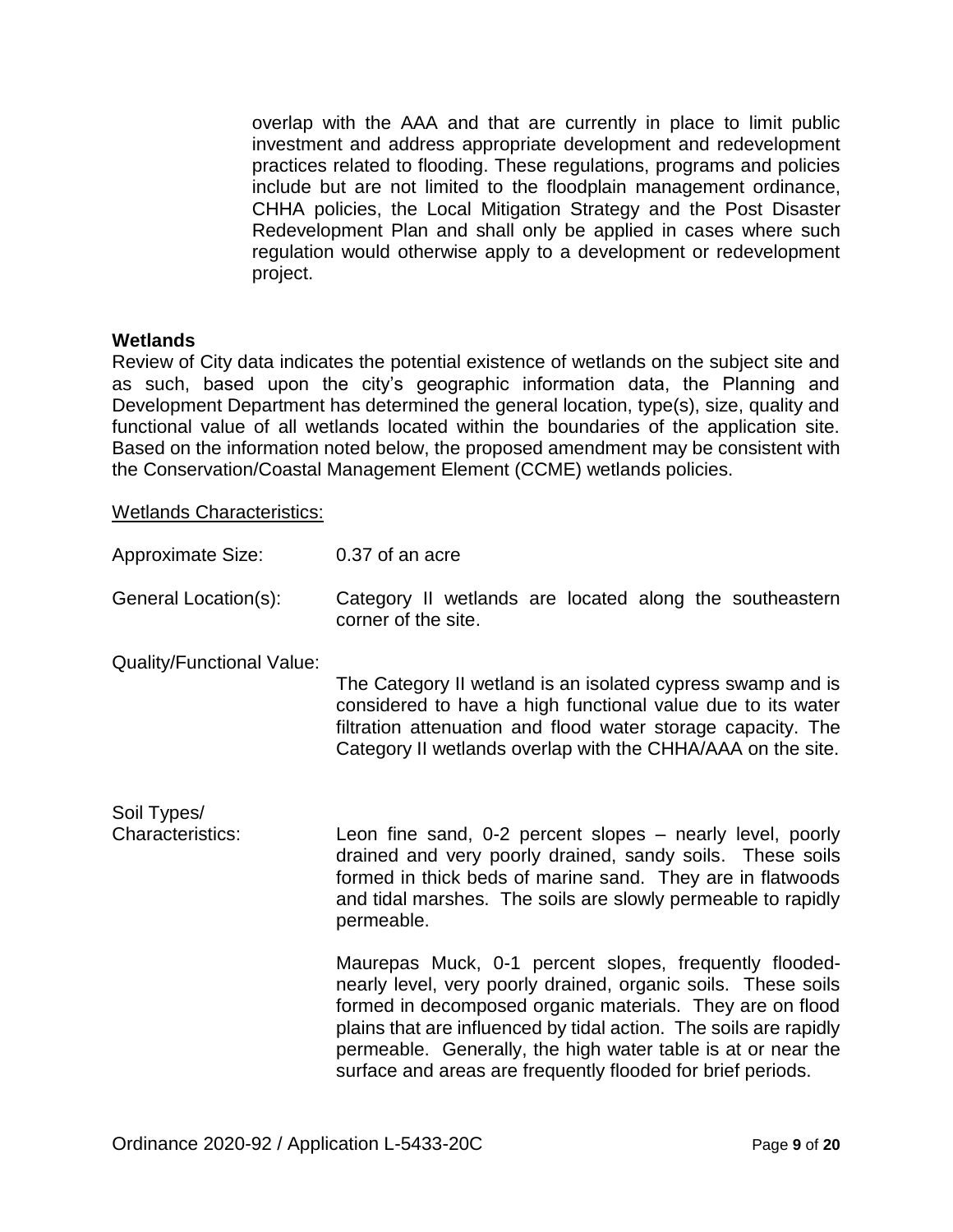overlap with the AAA and that are currently in place to limit public investment and address appropriate development and redevelopment practices related to flooding. These regulations, programs and policies include but are not limited to the floodplain management ordinance, CHHA policies, the Local Mitigation Strategy and the Post Disaster Redevelopment Plan and shall only be applied in cases where such regulation would otherwise apply to a development or redevelopment project.

**Wetlands**

Review of City data indicates the potential existence of wetlands on the subject site and as such, based upon the city's geographic information data, the Planning and Development Department has determined the general location, type(s), size, quality and functional value of all wetlands located within the boundaries of the application site. Based on the information noted below, the proposed amendment may be consistent with the Conservation/Coastal Management Element (CCME) wetlands policies.

<u>Wetlands Characteristics:</u>

Approximate Size: 0.37 of an acre

General Location(s): Category II wetlands are located along the southeastern corner of the site.

Quality/Functional Value: The Category II wetland is an isolated cypress swamp and is considered to have a high functional value due to its water filtration attenuation and flood water storage capacity. The Category II wetlands overlap with the CHHA/AAA on the site.

Soil Types/ Characteristics: Leon fine sand, 0-2 percent slopes – nearly level, poorly drained and very poorly drained, sandy soils. These soils formed in thick beds of marine sand. They are in flatwoods and tidal marshes. The soils are slowly permeable to rapidly permeable.

Maurepas Muck, 0-1 percent slopes, frequently flooded-nearly level, very poorly drained, organic soils. These soils formed in decomposed organic materials. They are on flood plains that are influenced by tidal action. The soils are rapidly permeable. Generally, the high water table is at or near the surface and areas are frequently flooded for brief periods.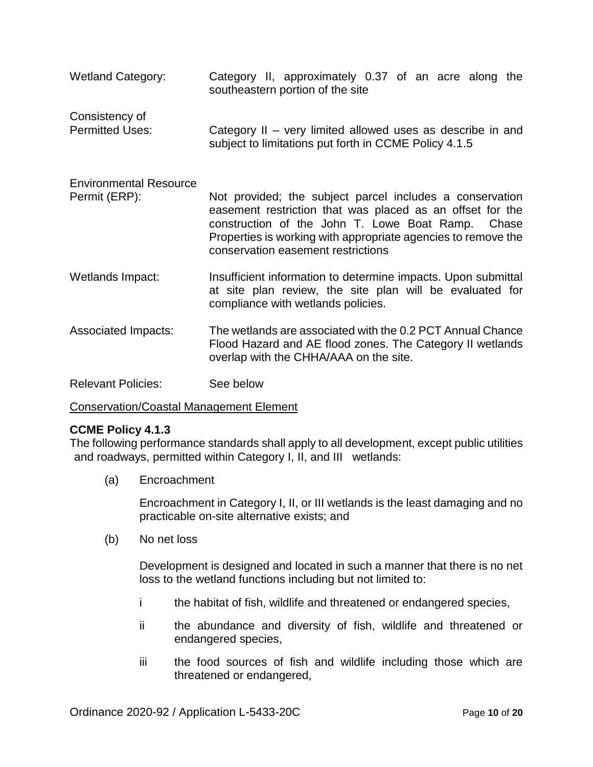| | |
|---|---|
| Wetland Category: | Category II, approximately 0.37 of an acre along the southeastern portion of the site |
| Consistency of Permitted Uses: | Category II – very limited allowed uses as describe in and subject to limitations put forth in CCME Policy 4.1.5 |
| Environmental Resource Permit (ERP): | Not provided; the subject parcel includes a conservation easement restriction that was placed as an offset for the construction of the John T. Lowe Boat Ramp. Chase Properties is working with appropriate agencies to remove the conservation easement restrictions |
| Wetlands Impact: | Insufficient information to determine impacts. Upon submittal at site plan review, the site plan will be evaluated for compliance with wetlands policies. |
| Associated Impacts: | The wetlands are associated with the 0.2 PCT Annual Chance Flood Hazard and AE flood zones. The Category II wetlands overlap with the CHHA/AAA on the site. |
| Relevant Policies: | See below |

<u>Conservation/Coastal Management Element</u>

**CCME Policy 4.1.3**

The following performance standards shall apply to all development, except public utilities and roadways, permitted within Category I, II, and III wetlands:

(a) Encroachment

Encroachment in Category I, II, or III wetlands is the least damaging and no practicable on-site alternative exists; and

(b) No net loss

Development is designed and located in such a manner that there is no net loss to the wetland functions including but not limited to:

i the habitat of fish, wildlife and threatened or endangered species,

ii the abundance and diversity of fish, wildlife and threatened or endangered species,

iii the food sources of fish and wildlife including those which are threatened or endangered,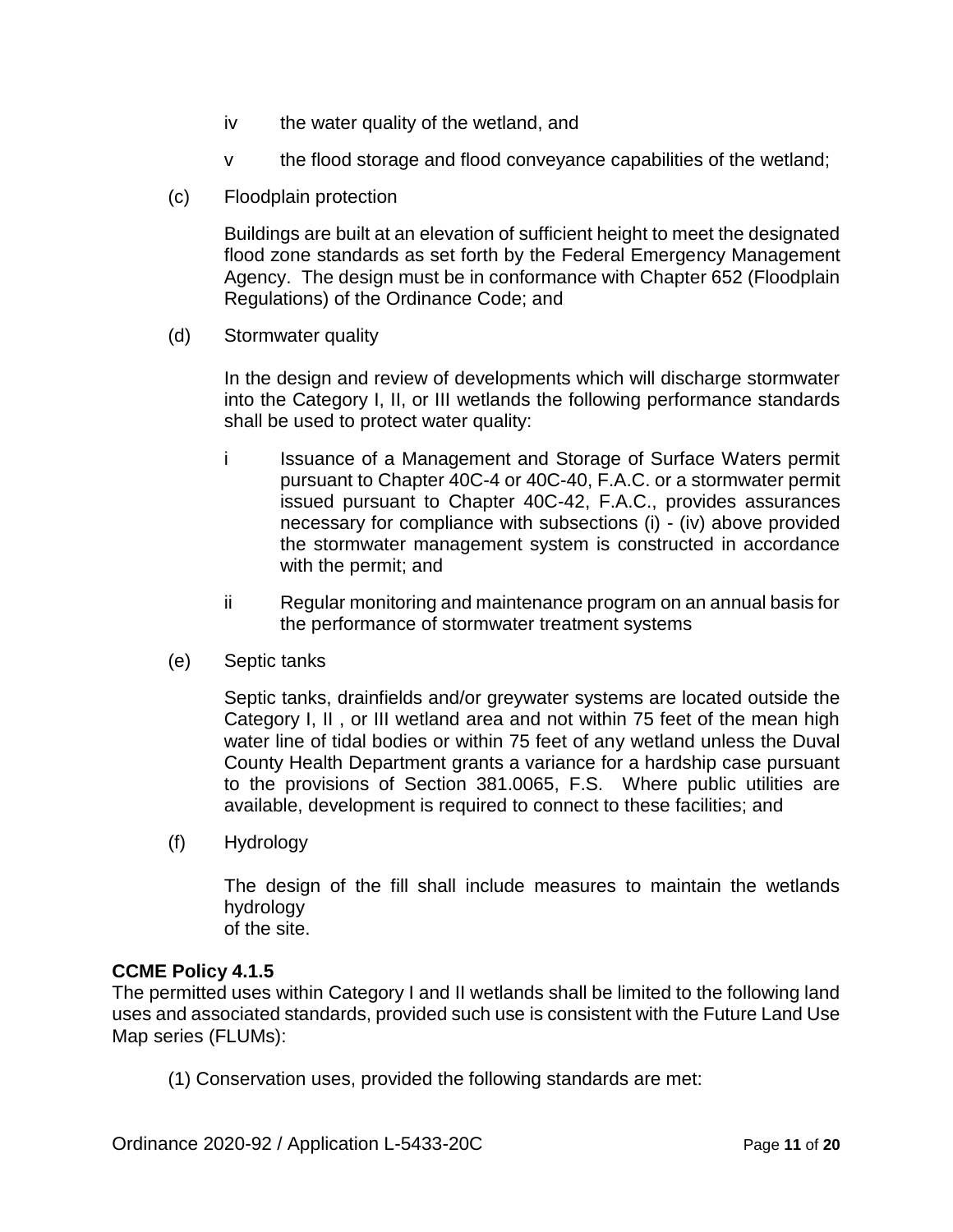iv the water quality of the wetland, and

v the flood storage and flood conveyance capabilities of the wetland;

(c) Floodplain protection

Buildings are built at an elevation of sufficient height to meet the designated flood zone standards as set forth by the Federal Emergency Management Agency. The design must be in conformance with Chapter 652 (Floodplain Regulations) of the Ordinance Code; and

(d) Stormwater quality

In the design and review of developments which will discharge stormwater into the Category I, II, or III wetlands the following performance standards shall be used to protect water quality:

i Issuance of a Management and Storage of Surface Waters permit pursuant to Chapter 40C-4 or 40C-40, F.A.C. or a stormwater permit issued pursuant to Chapter 40C-42, F.A.C., provides assurances necessary for compliance with subsections (i) - (iv) above provided the stormwater management system is constructed in accordance with the permit; and

ii Regular monitoring and maintenance program on an annual basis for the performance of stormwater treatment systems

(e) Septic tanks

Septic tanks, drainfields and/or greywater systems are located outside the Category I, II , or III wetland area and not within 75 feet of the mean high water line of tidal bodies or within 75 feet of any wetland unless the Duval County Health Department grants a variance for a hardship case pursuant to the provisions of Section 381.0065, F.S. Where public utilities are available, development is required to connect to these facilities; and

(f) Hydrology

The design of the fill shall include measures to maintain the wetlands hydrology
of the site.

**CCME Policy 4.1.5**
The permitted uses within Category I and II wetlands shall be limited to the following land uses and associated standards, provided such use is consistent with the Future Land Use Map series (FLUMs):

(1) Conservation uses, provided the following standards are met: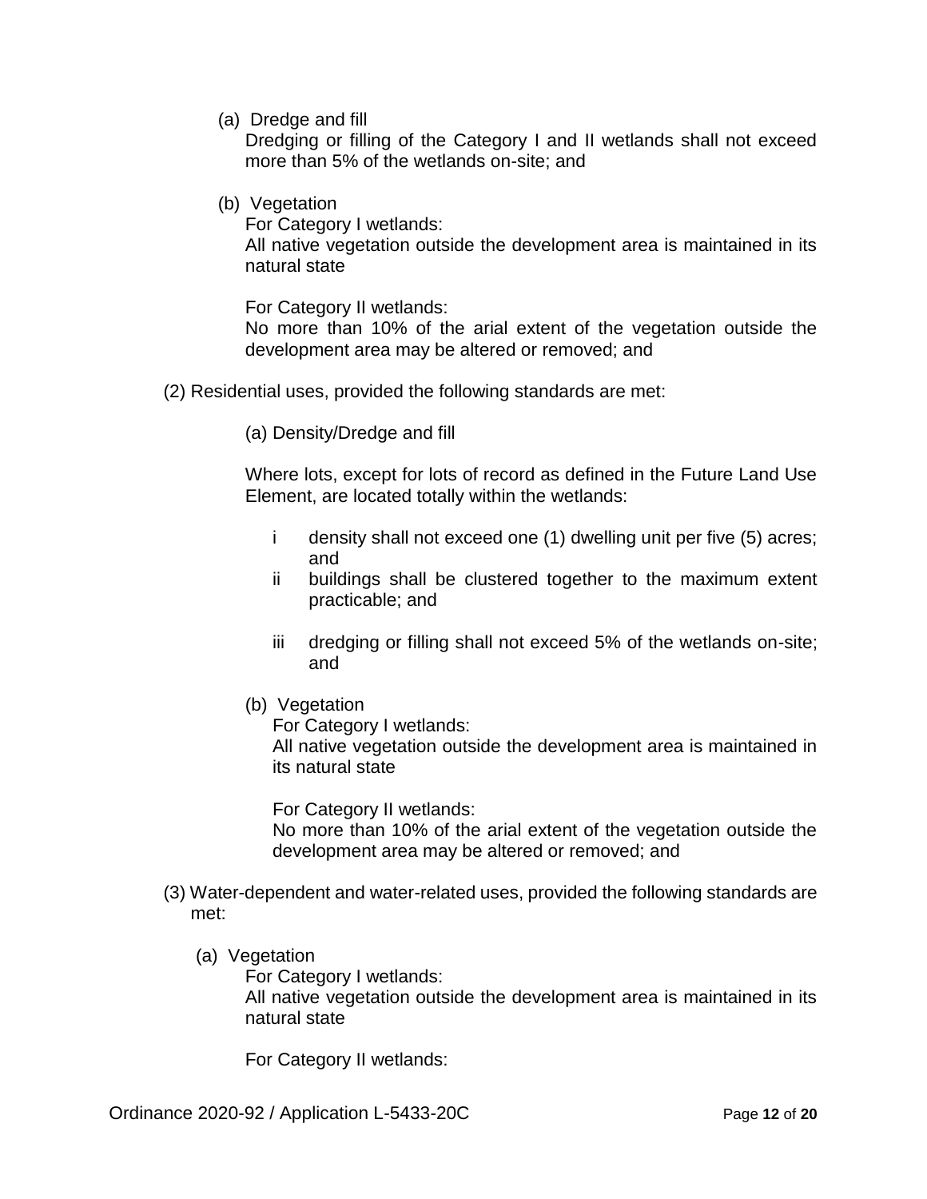(a) Dredge and fill
Dredging or filling of the Category I and II wetlands shall not exceed more than 5% of the wetlands on-site; and

(b) Vegetation
For Category I wetlands:
All native vegetation outside the development area is maintained in its natural state

For Category II wetlands:
No more than 10% of the arial extent of the vegetation outside the development area may be altered or removed; and

(2) Residential uses, provided the following standards are met:

(a) Density/Dredge and fill

Where lots, except for lots of record as defined in the Future Land Use Element, are located totally within the wetlands:

i density shall not exceed one (1) dwelling unit per five (5) acres; and
ii buildings shall be clustered together to the maximum extent practicable; and
iii dredging or filling shall not exceed 5% of the wetlands on-site; and

(b) Vegetation
For Category I wetlands:
All native vegetation outside the development area is maintained in its natural state

For Category II wetlands:
No more than 10% of the arial extent of the vegetation outside the development area may be altered or removed; and

(3) Water-dependent and water-related uses, provided the following standards are met:

(a) Vegetation
For Category I wetlands:
All native vegetation outside the development area is maintained in its natural state

For Category II wetlands: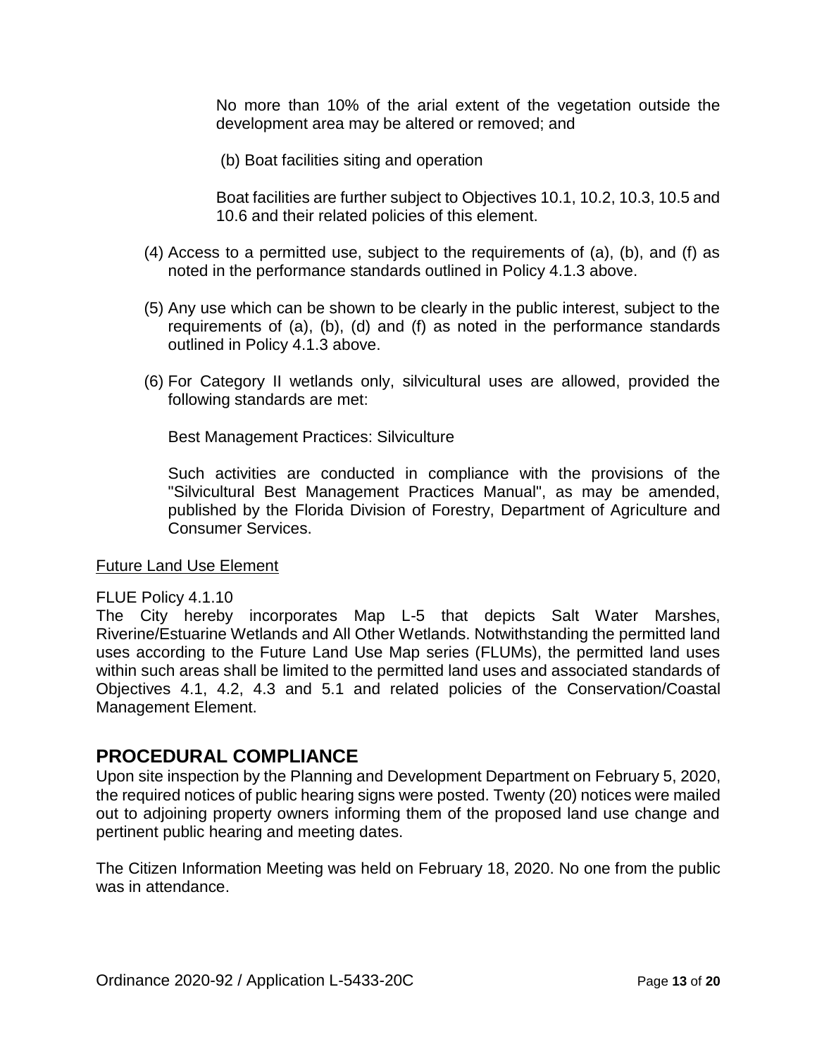No more than 10% of the arial extent of the vegetation outside the development area may be altered or removed; and

(b) Boat facilities siting and operation

Boat facilities are further subject to Objectives 10.1, 10.2, 10.3, 10.5 and 10.6 and their related policies of this element.

(4) Access to a permitted use, subject to the requirements of (a), (b), and (f) as noted in the performance standards outlined in Policy 4.1.3 above.

(5) Any use which can be shown to be clearly in the public interest, subject to the requirements of (a), (b), (d) and (f) as noted in the performance standards outlined in Policy 4.1.3 above.

(6) For Category II wetlands only, silvicultural uses are allowed, provided the following standards are met:

Best Management Practices: Silviculture

Such activities are conducted in compliance with the provisions of the "Silvicultural Best Management Practices Manual", as may be amended, published by the Florida Division of Forestry, Department of Agriculture and Consumer Services.

Future Land Use Element

FLUE Policy 4.1.10
The City hereby incorporates Map L-5 that depicts Salt Water Marshes, Riverine/Estuarine Wetlands and All Other Wetlands. Notwithstanding the permitted land uses according to the Future Land Use Map series (FLUMs), the permitted land uses within such areas shall be limited to the permitted land uses and associated standards of Objectives 4.1, 4.2, 4.3 and 5.1 and related policies of the Conservation/Coastal Management Element.

## PROCEDURAL COMPLIANCE

Upon site inspection by the Planning and Development Department on February 5, 2020, the required notices of public hearing signs were posted. Twenty (20) notices were mailed out to adjoining property owners informing them of the proposed land use change and pertinent public hearing and meeting dates.

The Citizen Information Meeting was held on February 18, 2020. No one from the public was in attendance.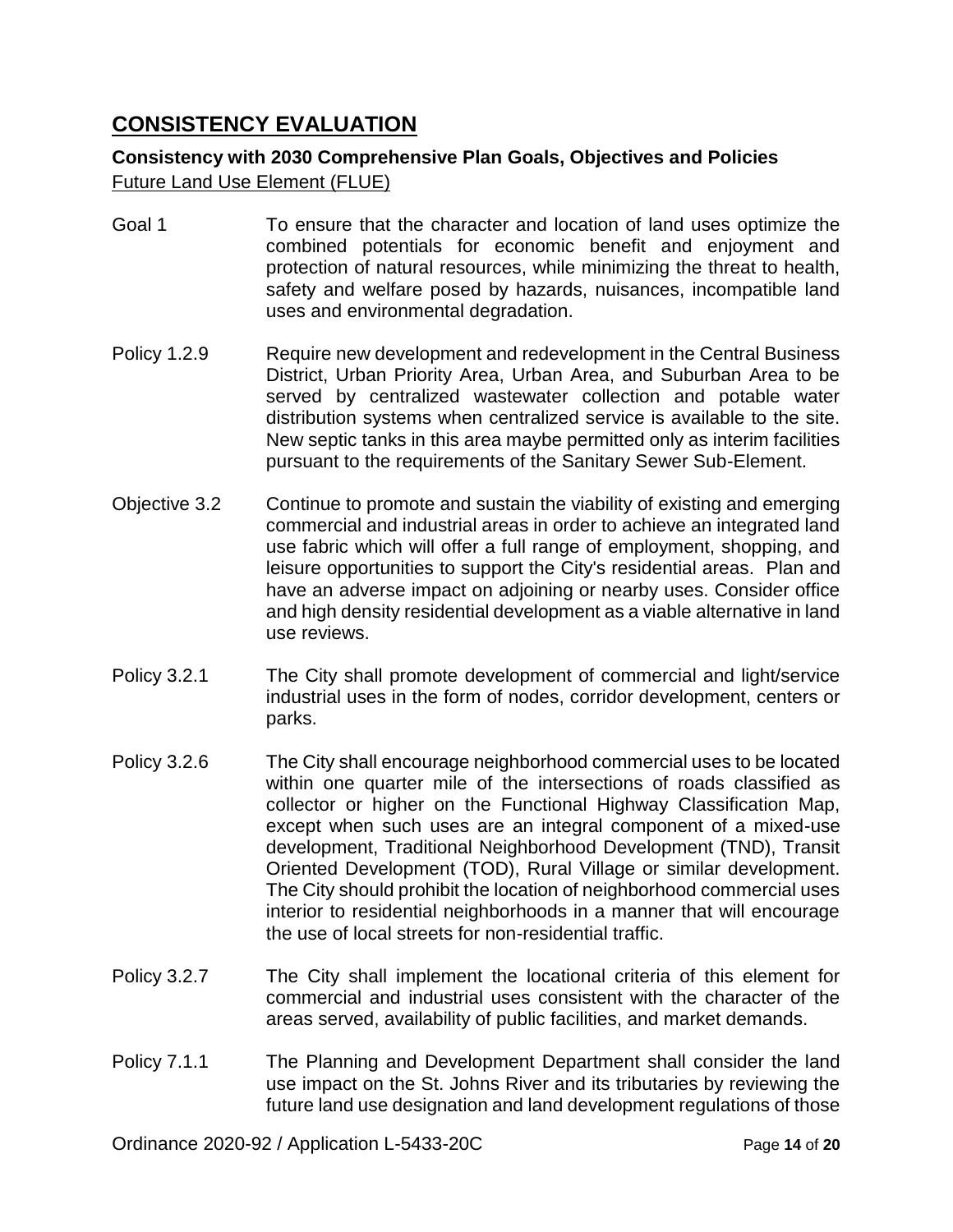## CONSISTENCY EVALUATION

**Consistency with 2030 Comprehensive Plan Goals, Objectives and Policies**

Future Land Use Element (FLUE)

Goal 1 To ensure that the character and location of land uses optimize the combined potentials for economic benefit and enjoyment and protection of natural resources, while minimizing the threat to health, safety and welfare posed by hazards, nuisances, incompatible land uses and environmental degradation.

Policy 1.2.9 Require new development and redevelopment in the Central Business District, Urban Priority Area, Urban Area, and Suburban Area to be served by centralized wastewater collection and potable water distribution systems when centralized service is available to the site. New septic tanks in this area maybe permitted only as interim facilities pursuant to the requirements of the Sanitary Sewer Sub-Element.

Objective 3.2 Continue to promote and sustain the viability of existing and emerging commercial and industrial areas in order to achieve an integrated land use fabric which will offer a full range of employment, shopping, and leisure opportunities to support the City's residential areas. Plan and have an adverse impact on adjoining or nearby uses. Consider office and high density residential development as a viable alternative in land use reviews.

Policy 3.2.1 The City shall promote development of commercial and light/service industrial uses in the form of nodes, corridor development, centers or parks.

Policy 3.2.6 The City shall encourage neighborhood commercial uses to be located within one quarter mile of the intersections of roads classified as collector or higher on the Functional Highway Classification Map, except when such uses are an integral component of a mixed-use development, Traditional Neighborhood Development (TND), Transit Oriented Development (TOD), Rural Village or similar development. The City should prohibit the location of neighborhood commercial uses interior to residential neighborhoods in a manner that will encourage the use of local streets for non-residential traffic.

Policy 3.2.7 The City shall implement the locational criteria of this element for commercial and industrial uses consistent with the character of the areas served, availability of public facilities, and market demands.

Policy 7.1.1 The Planning and Development Department shall consider the land use impact on the St. Johns River and its tributaries by reviewing the future land use designation and land development regulations of those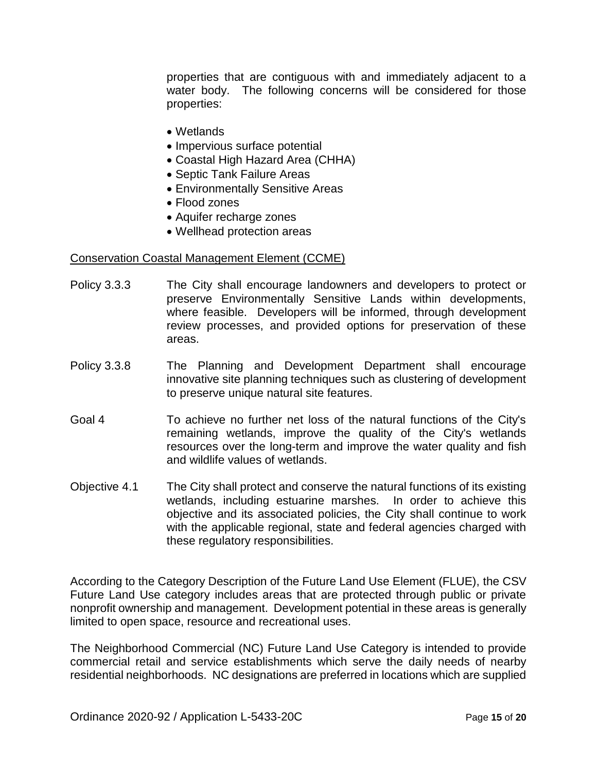properties that are contiguous with and immediately adjacent to a water body. The following concerns will be considered for those properties:

- Wetlands
- Impervious surface potential
- Coastal High Hazard Area (CHHA)
- Septic Tank Failure Areas
- Environmentally Sensitive Areas
- Flood zones
- Aquifer recharge zones
- Wellhead protection areas

Conservation Coastal Management Element (CCME)

Policy 3.3.3 The City shall encourage landowners and developers to protect or preserve Environmentally Sensitive Lands within developments, where feasible. Developers will be informed, through development review processes, and provided options for preservation of these areas.

Policy 3.3.8 The Planning and Development Department shall encourage innovative site planning techniques such as clustering of development to preserve unique natural site features.

Goal 4 To achieve no further net loss of the natural functions of the City's remaining wetlands, improve the quality of the City's wetlands resources over the long-term and improve the water quality and fish and wildlife values of wetlands.

Objective 4.1 The City shall protect and conserve the natural functions of its existing wetlands, including estuarine marshes. In order to achieve this objective and its associated policies, the City shall continue to work with the applicable regional, state and federal agencies charged with these regulatory responsibilities.

According to the Category Description of the Future Land Use Element (FLUE), the CSV Future Land Use category includes areas that are protected through public or private nonprofit ownership and management. Development potential in these areas is generally limited to open space, resource and recreational uses.

The Neighborhood Commercial (NC) Future Land Use Category is intended to provide commercial retail and service establishments which serve the daily needs of nearby residential neighborhoods. NC designations are preferred in locations which are supplied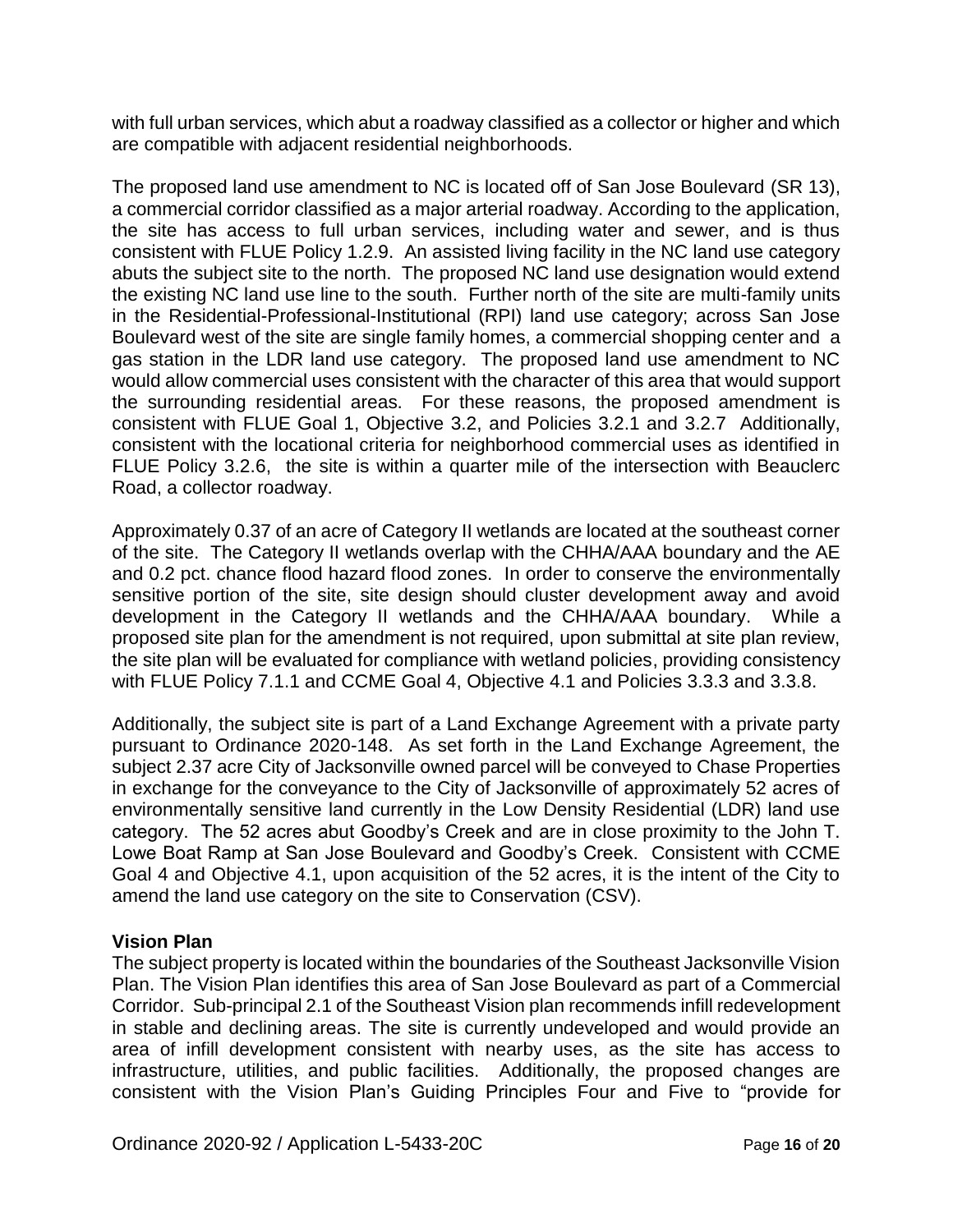with full urban services, which abut a roadway classified as a collector or higher and which are compatible with adjacent residential neighborhoods.

The proposed land use amendment to NC is located off of San Jose Boulevard (SR 13), a commercial corridor classified as a major arterial roadway. According to the application, the site has access to full urban services, including water and sewer, and is thus consistent with FLUE Policy 1.2.9. An assisted living facility in the NC land use category abuts the subject site to the north. The proposed NC land use designation would extend the existing NC land use line to the south. Further north of the site are multi-family units in the Residential-Professional-Institutional (RPI) land use category; across San Jose Boulevard west of the site are single family homes, a commercial shopping center and a gas station in the LDR land use category. The proposed land use amendment to NC would allow commercial uses consistent with the character of this area that would support the surrounding residential areas. For these reasons, the proposed amendment is consistent with FLUE Goal 1, Objective 3.2, and Policies 3.2.1 and 3.2.7 Additionally, consistent with the locational criteria for neighborhood commercial uses as identified in FLUE Policy 3.2.6, the site is within a quarter mile of the intersection with Beauclerc Road, a collector roadway.

Approximately 0.37 of an acre of Category II wetlands are located at the southeast corner of the site. The Category II wetlands overlap with the CHHA/AAA boundary and the AE and 0.2 pct. chance flood hazard flood zones. In order to conserve the environmentally sensitive portion of the site, site design should cluster development away and avoid development in the Category II wetlands and the CHHA/AAA boundary. While a proposed site plan for the amendment is not required, upon submittal at site plan review, the site plan will be evaluated for compliance with wetland policies, providing consistency with FLUE Policy 7.1.1 and CCME Goal 4, Objective 4.1 and Policies 3.3.3 and 3.3.8.

Additionally, the subject site is part of a Land Exchange Agreement with a private party pursuant to Ordinance 2020-148. As set forth in the Land Exchange Agreement, the subject 2.37 acre City of Jacksonville owned parcel will be conveyed to Chase Properties in exchange for the conveyance to the City of Jacksonville of approximately 52 acres of environmentally sensitive land currently in the Low Density Residential (LDR) land use category. The 52 acres abut Goodby's Creek and are in close proximity to the John T. Lowe Boat Ramp at San Jose Boulevard and Goodby's Creek. Consistent with CCME Goal 4 and Objective 4.1, upon acquisition of the 52 acres, it is the intent of the City to amend the land use category on the site to Conservation (CSV).

**Vision Plan**

The subject property is located within the boundaries of the Southeast Jacksonville Vision Plan. The Vision Plan identifies this area of San Jose Boulevard as part of a Commercial Corridor. Sub-principal 2.1 of the Southeast Vision plan recommends infill redevelopment in stable and declining areas. The site is currently undeveloped and would provide an area of infill development consistent with nearby uses, as the site has access to infrastructure, utilities, and public facilities. Additionally, the proposed changes are consistent with the Vision Plan's Guiding Principles Four and Five to "provide for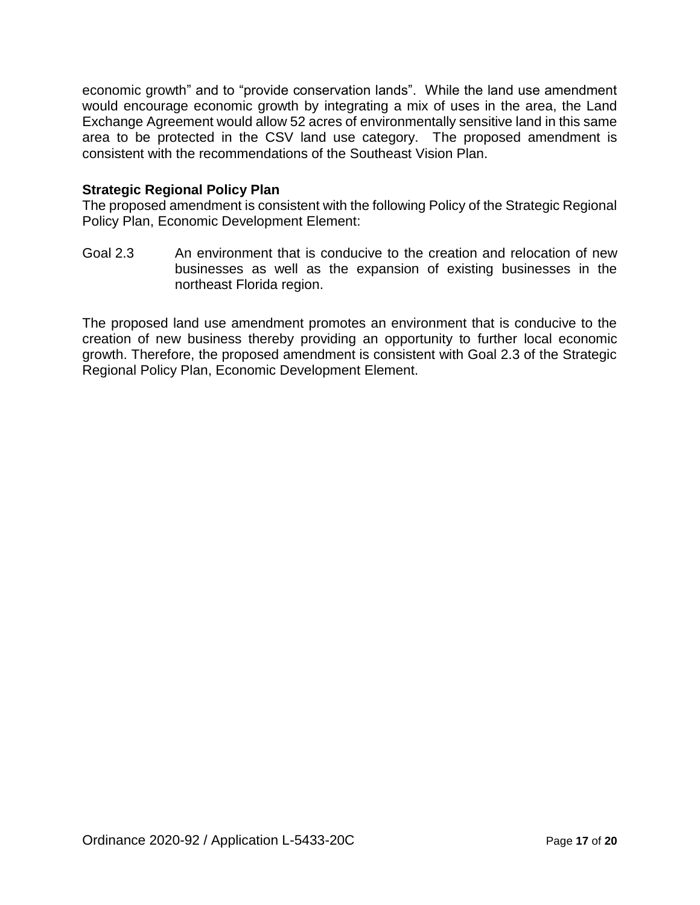economic growth" and to "provide conservation lands". While the land use amendment would encourage economic growth by integrating a mix of uses in the area, the Land Exchange Agreement would allow 52 acres of environmentally sensitive land in this same area to be protected in the CSV land use category. The proposed amendment is consistent with the recommendations of the Southeast Vision Plan.

**Strategic Regional Policy Plan**

The proposed amendment is consistent with the following Policy of the Strategic Regional Policy Plan, Economic Development Element:

Goal 2.3 An environment that is conducive to the creation and relocation of new businesses as well as the expansion of existing businesses in the northeast Florida region.

The proposed land use amendment promotes an environment that is conducive to the creation of new business thereby providing an opportunity to further local economic growth. Therefore, the proposed amendment is consistent with Goal 2.3 of the Strategic Regional Policy Plan, Economic Development Element.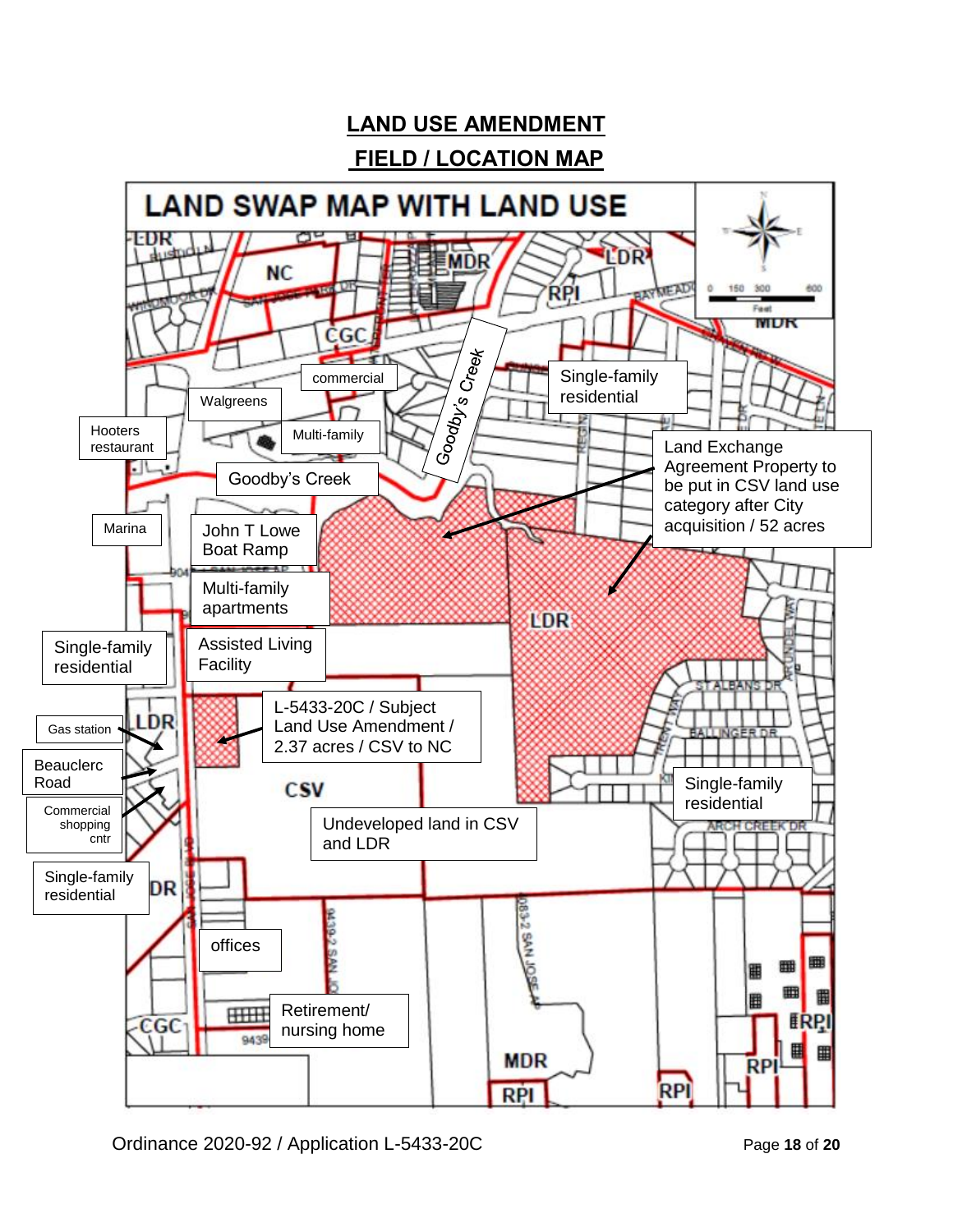# LAND USE AMENDMENT

# FIELD / LOCATION MAP

LAND SWAP MAP WITH LAND USE

Goodby's Creek

commercial

Single-family residential

Walgreens

Hooters restaurant

Multi-family

Land Exchange Agreement Property to be put in CSV land use category after City acquisition / 52 acres

Goodby's Creek

Marina

John T Lowe Boat Ramp

Multi-family apartments

Single-family residential

Assisted Living Facility

L-5433-20C / Subject Land Use Amendment / 2.37 acres / CSV to NC

Gas station

Beauclerc Road

Commercial shopping cntr

Single-family residential

Undeveloped land in CSV and LDR

Single-family residential

offices

Retirement/ nursing home

Ordinance 2020-92 / Application L-5433-20C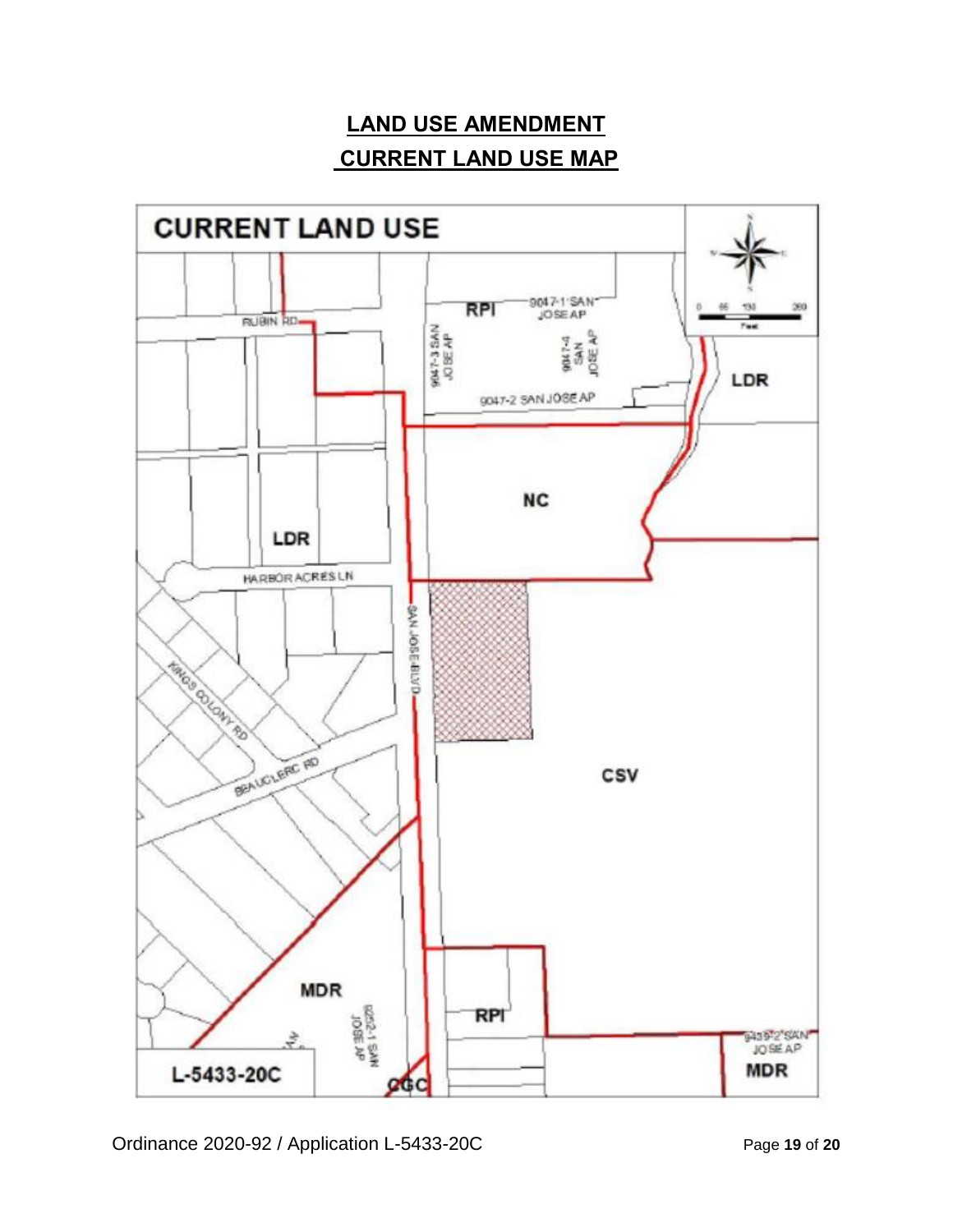## LAND USE AMENDMENT

## CURRENT LAND USE MAP

CURRENT LAND USE

RUBIN RD

RPI

9047-1 SAN JOSE AP

9047-3 SAN JOSE AP

9047-4 SAN JOSE AP

9047-2 SAN JOSE AP

LDR

NC

LDR

HARBOR ACRES LN

SAN JOSE BLVD

KINGS COLONY RD

BEAUCLERC RD

CSV

MDR

8252-1 SAN JOSE AP

RPI

9439-2 SAN JOSE AP

MDR

CGC

L-5433-20C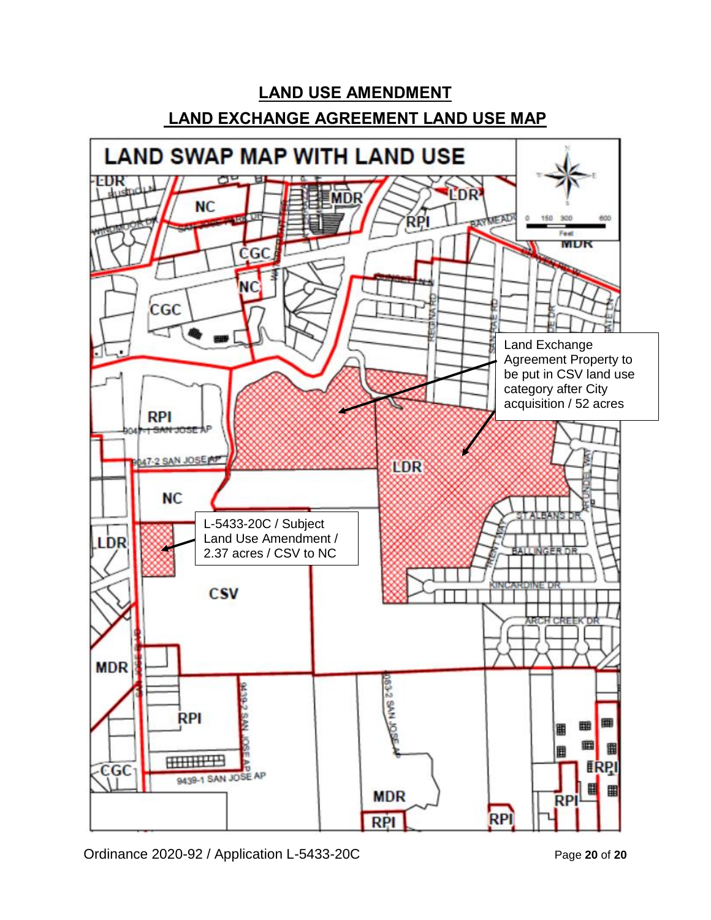## LAND USE AMENDMENT

## LAND EXCHANGE AGREEMENT LAND USE MAP

LAND SWAP MAP WITH LAND USE

Land Exchange Agreement Property to be put in CSV land use category after City acquisition / 52 acres

L-5433-20C / Subject Land Use Amendment / 2.37 acres / CSV to NC

LDR
NC
MDR
LDR
RPI
MDR
CGC
NC
CGC
RPI
LDR
NC
LDR
CSV
MDR
RPI
CGC
MDR
RPI
RPI
RPI
RPI

0 150 300 600
Feet

Ordinance 2020-92 / Application L-5433-20C